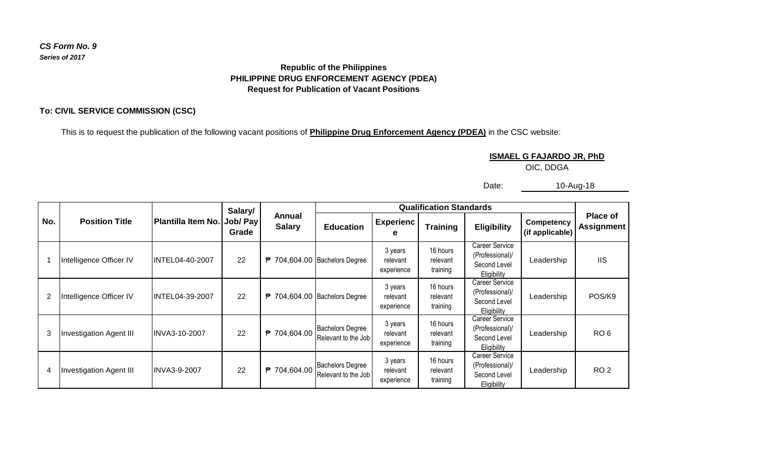*CS Form No. 9*
***Series of 2017***

**Republic of the Philippines**
**PHILIPPINE DRUG ENFORCEMENT AGENCY (PDEA)**
**Request for Publication of Vacant Positions**

**To: CIVIL SERVICE COMMISSION (CSC)**

This is to request the publication of the following vacant positions of **Philippine Drug Enforcement Agency (PDEA)** in the CSC website:

**ISMAEL G FAJARDO JR, PhD**
OIC, DDGA

Date: 10-Aug-18

| No. | Position Title | Plantilla Item No. | Salary/ Job/ Pay Grade | Annual Salary | Qualification Standards | | | | | Place of Assignment |
|---|---|---|---|---|---|---|---|---|---|---|
| | | | | | Education | Experience | Training | Eligibility | Competency (if applicable) | |
| 1 | Intelligence Officer IV | INTEL04-40-2007 | 22 | ₱ 704,604.00 | Bachelors Degree | 3 years relevant experience | 16 hours relevant training | Career Service (Professional)/ Second Level Eligibility | Leadership | IIS |
| 2 | Intelligence Officer IV | INTEL04-39-2007 | 22 | ₱ 704,604.00 | Bachelors Degree | 3 years relevant experience | 16 hours relevant training | Career Service (Professional)/ Second Level Eligibility | Leadership | POS/K9 |
| 3 | Investigation Agent III | INVA3-10-2007 | 22 | ₱ 704,604.00 | Bachelors Degree Relevant to the Job | 3 years relevant experience | 16 hours relevant training | Career Service (Professional)/ Second Level Eligibility | Leadership | RO 6 |
| 4 | Investigation Agent III | INVA3-9-2007 | 22 | ₱ 704,604.00 | Bachelors Degree Relevant to the Job | 3 years relevant experience | 16 hours relevant training | Career Service (Professional)/ Second Level Eligibility | Leadership | RO 2 |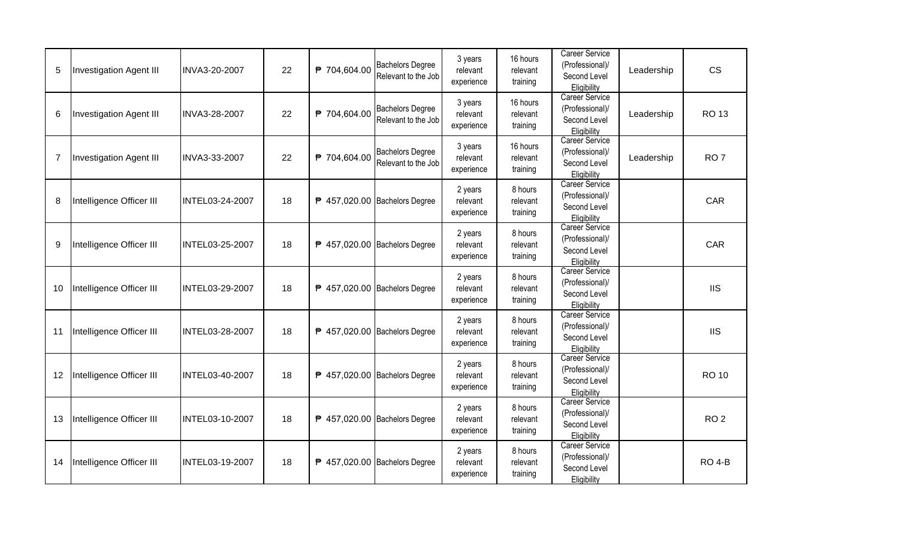| | | | | | | | | | | |
|---|---|---|---|---|---|---|---|---|---|---|
| 5 | Investigation Agent III | INVA3-20-2007 | 22 | ₱ 704,604.00 | Bachelors Degree Relevant to the Job | 3 years relevant experience | 16 hours relevant training | Career Service (Professional)/ Second Level Eligibility | Leadership | CS |
| 6 | Investigation Agent III | INVA3-28-2007 | 22 | ₱ 704,604.00 | Bachelors Degree Relevant to the Job | 3 years relevant experience | 16 hours relevant training | Career Service (Professional)/ Second Level Eligibility | Leadership | RO 13 |
| 7 | Investigation Agent III | INVA3-33-2007 | 22 | ₱ 704,604.00 | Bachelors Degree Relevant to the Job | 3 years relevant experience | 16 hours relevant training | Career Service (Professional)/ Second Level Eligibility | Leadership | RO 7 |
| 8 | Intelligence Officer III | INTEL03-24-2007 | 18 | ₱ 457,020.00 | Bachelors Degree | 2 years relevant experience | 8 hours relevant training | Career Service (Professional)/ Second Level Eligibility | | CAR |
| 9 | Intelligence Officer III | INTEL03-25-2007 | 18 | ₱ 457,020.00 | Bachelors Degree | 2 years relevant experience | 8 hours relevant training | Career Service (Professional)/ Second Level Eligibility | | CAR |
| 10 | Intelligence Officer III | INTEL03-29-2007 | 18 | ₱ 457,020.00 | Bachelors Degree | 2 years relevant experience | 8 hours relevant training | Career Service (Professional)/ Second Level Eligibility | | IIS |
| 11 | Intelligence Officer III | INTEL03-28-2007 | 18 | ₱ 457,020.00 | Bachelors Degree | 2 years relevant experience | 8 hours relevant training | Career Service (Professional)/ Second Level Eligibility | | IIS |
| 12 | Intelligence Officer III | INTEL03-40-2007 | 18 | ₱ 457,020.00 | Bachelors Degree | 2 years relevant experience | 8 hours relevant training | Career Service (Professional)/ Second Level Eligibility | | RO 10 |
| 13 | Intelligence Officer III | INTEL03-10-2007 | 18 | ₱ 457,020.00 | Bachelors Degree | 2 years relevant experience | 8 hours relevant training | Career Service (Professional)/ Second Level Eligibility | | RO 2 |
| 14 | Intelligence Officer III | INTEL03-19-2007 | 18 | ₱ 457,020.00 | Bachelors Degree | 2 years relevant experience | 8 hours relevant training | Career Service (Professional)/ Second Level Eligibility | | RO 4-B |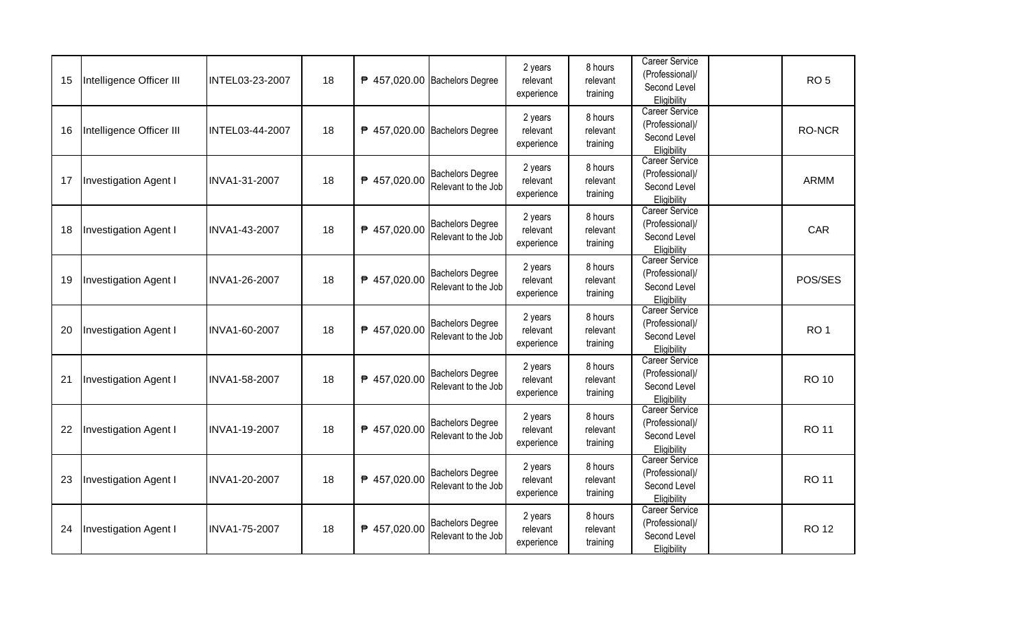| 15 | Intelligence Officer III | INTEL03-23-2007 | 18 | ₱ 457,020.00 | Bachelors Degree | 2 years relevant experience | 8 hours relevant training | Career Service (Professional)/ Second Level Eligibility | | RO 5 |
|---|---|---|---|---|---|---|---|---|---|---|
| 16 | Intelligence Officer III | INTEL03-44-2007 | 18 | ₱ 457,020.00 | Bachelors Degree | 2 years relevant experience | 8 hours relevant training | Career Service (Professional)/ Second Level Eligibility | | RO-NCR |
| 17 | Investigation Agent I | INVA1-31-2007 | 18 | ₱ 457,020.00 | Bachelors Degree Relevant to the Job | 2 years relevant experience | 8 hours relevant training | Career Service (Professional)/ Second Level Eligibility | | ARMM |
| 18 | Investigation Agent I | INVA1-43-2007 | 18 | ₱ 457,020.00 | Bachelors Degree Relevant to the Job | 2 years relevant experience | 8 hours relevant training | Career Service (Professional)/ Second Level Eligibility | | CAR |
| 19 | Investigation Agent I | INVA1-26-2007 | 18 | ₱ 457,020.00 | Bachelors Degree Relevant to the Job | 2 years relevant experience | 8 hours relevant training | Career Service (Professional)/ Second Level Eligibility | | POS/SES |
| 20 | Investigation Agent I | INVA1-60-2007 | 18 | ₱ 457,020.00 | Bachelors Degree Relevant to the Job | 2 years relevant experience | 8 hours relevant training | Career Service (Professional)/ Second Level Eligibility | | RO 1 |
| 21 | Investigation Agent I | INVA1-58-2007 | 18 | ₱ 457,020.00 | Bachelors Degree Relevant to the Job | 2 years relevant experience | 8 hours relevant training | Career Service (Professional)/ Second Level Eligibility | | RO 10 |
| 22 | Investigation Agent I | INVA1-19-2007 | 18 | ₱ 457,020.00 | Bachelors Degree Relevant to the Job | 2 years relevant experience | 8 hours relevant training | Career Service (Professional)/ Second Level Eligibility | | RO 11 |
| 23 | Investigation Agent I | INVA1-20-2007 | 18 | ₱ 457,020.00 | Bachelors Degree Relevant to the Job | 2 years relevant experience | 8 hours relevant training | Career Service (Professional)/ Second Level Eligibility | | RO 11 |
| 24 | Investigation Agent I | INVA1-75-2007 | 18 | ₱ 457,020.00 | Bachelors Degree Relevant to the Job | 2 years relevant experience | 8 hours relevant training | Career Service (Professional)/ Second Level Eligibility | | RO 12 |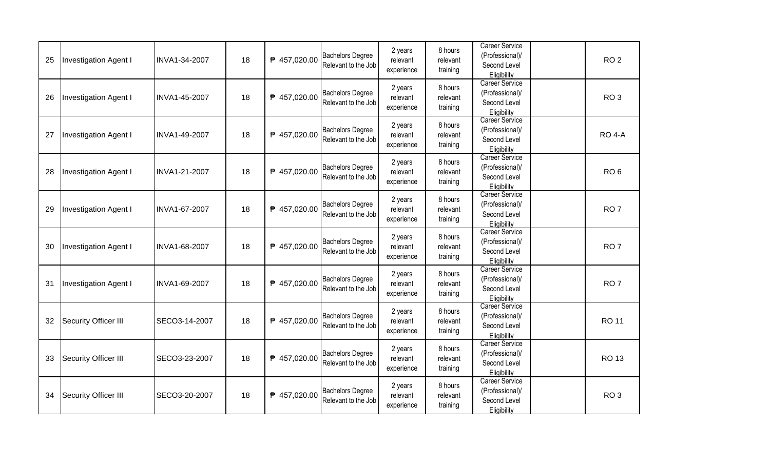| | | | | | | | | | | |
|---|---|---|---|---|---|---|---|---|---|---|
| 25 | Investigation Agent I | INVA1-34-2007 | 18 | ₱ 457,020.00 | Bachelors Degree Relevant to the Job | 2 years relevant experience | 8 hours relevant training | Career Service (Professional)/ Second Level Eligibility | | RO 2 |
| 26 | Investigation Agent I | INVA1-45-2007 | 18 | ₱ 457,020.00 | Bachelors Degree Relevant to the Job | 2 years relevant experience | 8 hours relevant training | Career Service (Professional)/ Second Level Eligibility | | RO 3 |
| 27 | Investigation Agent I | INVA1-49-2007 | 18 | ₱ 457,020.00 | Bachelors Degree Relevant to the Job | 2 years relevant experience | 8 hours relevant training | Career Service (Professional)/ Second Level Eligibility | | RO 4-A |
| 28 | Investigation Agent I | INVA1-21-2007 | 18 | ₱ 457,020.00 | Bachelors Degree Relevant to the Job | 2 years relevant experience | 8 hours relevant training | Career Service (Professional)/ Second Level Eligibility | | RO 6 |
| 29 | Investigation Agent I | INVA1-67-2007 | 18 | ₱ 457,020.00 | Bachelors Degree Relevant to the Job | 2 years relevant experience | 8 hours relevant training | Career Service (Professional)/ Second Level Eligibility | | RO 7 |
| 30 | Investigation Agent I | INVA1-68-2007 | 18 | ₱ 457,020.00 | Bachelors Degree Relevant to the Job | 2 years relevant experience | 8 hours relevant training | Career Service (Professional)/ Second Level Eligibility | | RO 7 |
| 31 | Investigation Agent I | INVA1-69-2007 | 18 | ₱ 457,020.00 | Bachelors Degree Relevant to the Job | 2 years relevant experience | 8 hours relevant training | Career Service (Professional)/ Second Level Eligibility | | RO 7 |
| 32 | Security Officer III | SECO3-14-2007 | 18 | ₱ 457,020.00 | Bachelors Degree Relevant to the Job | 2 years relevant experience | 8 hours relevant training | Career Service (Professional)/ Second Level Eligibility | | RO 11 |
| 33 | Security Officer III | SECO3-23-2007 | 18 | ₱ 457,020.00 | Bachelors Degree Relevant to the Job | 2 years relevant experience | 8 hours relevant training | Career Service (Professional)/ Second Level Eligibility | | RO 13 |
| 34 | Security Officer III | SECO3-20-2007 | 18 | ₱ 457,020.00 | Bachelors Degree Relevant to the Job | 2 years relevant experience | 8 hours relevant training | Career Service (Professional)/ Second Level Eligibility | | RO 3 |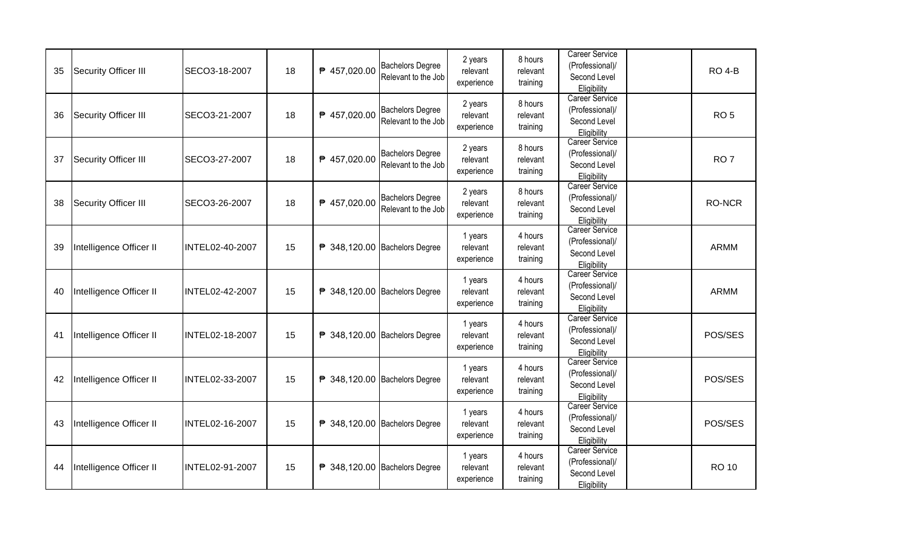| | | | | | | | | | | |
|---|---|---|---|---|---|---|---|---|---|---|
| 35 | Security Officer III | SECO3-18-2007 | 18 | ₱ 457,020.00 | Bachelors Degree Relevant to the Job | 2 years relevant experience | 8 hours relevant training | Career Service (Professional)/ Second Level Eligibility | | RO 4-B |
| 36 | Security Officer III | SECO3-21-2007 | 18 | ₱ 457,020.00 | Bachelors Degree Relevant to the Job | 2 years relevant experience | 8 hours relevant training | Career Service (Professional)/ Second Level Eligibility | | RO 5 |
| 37 | Security Officer III | SECO3-27-2007 | 18 | ₱ 457,020.00 | Bachelors Degree Relevant to the Job | 2 years relevant experience | 8 hours relevant training | Career Service (Professional)/ Second Level Eligibility | | RO 7 |
| 38 | Security Officer III | SECO3-26-2007 | 18 | ₱ 457,020.00 | Bachelors Degree Relevant to the Job | 2 years relevant experience | 8 hours relevant training | Career Service (Professional)/ Second Level Eligibility | | RO-NCR |
| 39 | Intelligence Officer II | INTEL02-40-2007 | 15 | ₱ 348,120.00 | Bachelors Degree | 1 years relevant experience | 4 hours relevant training | Career Service (Professional)/ Second Level Eligibility | | ARMM |
| 40 | Intelligence Officer II | INTEL02-42-2007 | 15 | ₱ 348,120.00 | Bachelors Degree | 1 years relevant experience | 4 hours relevant training | Career Service (Professional)/ Second Level Eligibility | | ARMM |
| 41 | Intelligence Officer II | INTEL02-18-2007 | 15 | ₱ 348,120.00 | Bachelors Degree | 1 years relevant experience | 4 hours relevant training | Career Service (Professional)/ Second Level Eligibility | | POS/SES |
| 42 | Intelligence Officer II | INTEL02-33-2007 | 15 | ₱ 348,120.00 | Bachelors Degree | 1 years relevant experience | 4 hours relevant training | Career Service (Professional)/ Second Level Eligibility | | POS/SES |
| 43 | Intelligence Officer II | INTEL02-16-2007 | 15 | ₱ 348,120.00 | Bachelors Degree | 1 years relevant experience | 4 hours relevant training | Career Service (Professional)/ Second Level Eligibility | | POS/SES |
| 44 | Intelligence Officer II | INTEL02-91-2007 | 15 | ₱ 348,120.00 | Bachelors Degree | 1 years relevant experience | 4 hours relevant training | Career Service (Professional)/ Second Level Eligibility | | RO 10 |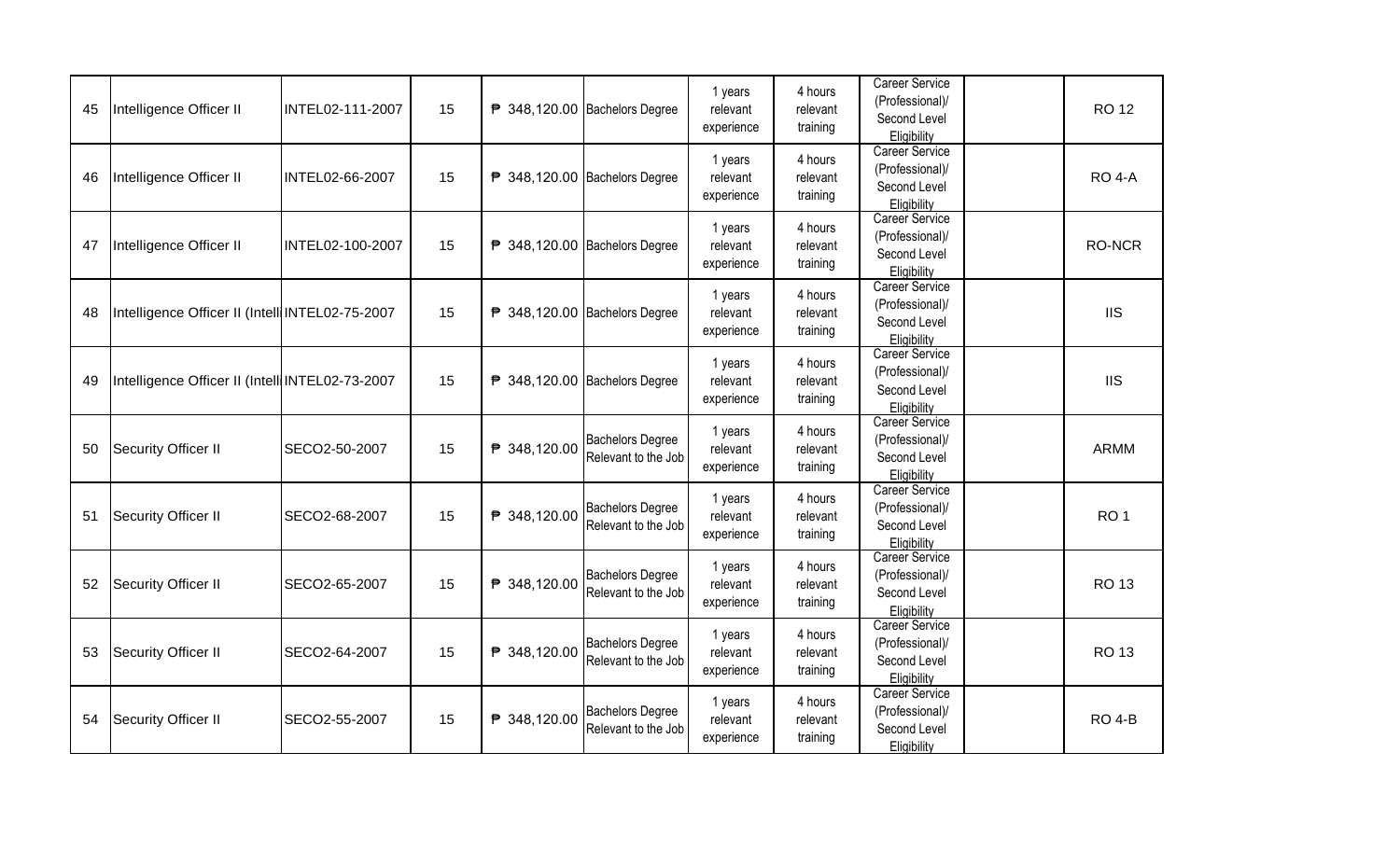| | | | | | | | | | | |
|---|---|---|---|---|---|---|---|---|---|---|
| 45 | Intelligence Officer II | INTEL02-111-2007 | 15 | ₱ 348,120.00 | Bachelors Degree | 1 years relevant experience | 4 hours relevant training | Career Service (Professional)/ Second Level Eligibility | | RO 12 |
| 46 | Intelligence Officer II | INTEL02-66-2007 | 15 | ₱ 348,120.00 | Bachelors Degree | 1 years relevant experience | 4 hours relevant training | Career Service (Professional)/ Second Level Eligibility | | RO 4-A |
| 47 | Intelligence Officer II | INTEL02-100-2007 | 15 | ₱ 348,120.00 | Bachelors Degree | 1 years relevant experience | 4 hours relevant training | Career Service (Professional)/ Second Level Eligibility | | RO-NCR |
| 48 | Intelligence Officer II (Intell | INTEL02-75-2007 | 15 | ₱ 348,120.00 | Bachelors Degree | 1 years relevant experience | 4 hours relevant training | Career Service (Professional)/ Second Level Eligibility | | IIS |
| 49 | Intelligence Officer II (Intell | INTEL02-73-2007 | 15 | ₱ 348,120.00 | Bachelors Degree | 1 years relevant experience | 4 hours relevant training | Career Service (Professional)/ Second Level Eligibility | | IIS |
| 50 | Security Officer II | SECO2-50-2007 | 15 | ₱ 348,120.00 | Bachelors Degree Relevant to the Job | 1 years relevant experience | 4 hours relevant training | Career Service (Professional)/ Second Level Eligibility | | ARMM |
| 51 | Security Officer II | SECO2-68-2007 | 15 | ₱ 348,120.00 | Bachelors Degree Relevant to the Job | 1 years relevant experience | 4 hours relevant training | Career Service (Professional)/ Second Level Eligibility | | RO 1 |
| 52 | Security Officer II | SECO2-65-2007 | 15 | ₱ 348,120.00 | Bachelors Degree Relevant to the Job | 1 years relevant experience | 4 hours relevant training | Career Service (Professional)/ Second Level Eligibility | | RO 13 |
| 53 | Security Officer II | SECO2-64-2007 | 15 | ₱ 348,120.00 | Bachelors Degree Relevant to the Job | 1 years relevant experience | 4 hours relevant training | Career Service (Professional)/ Second Level Eligibility | | RO 13 |
| 54 | Security Officer II | SECO2-55-2007 | 15 | ₱ 348,120.00 | Bachelors Degree Relevant to the Job | 1 years relevant experience | 4 hours relevant training | Career Service (Professional)/ Second Level Eligibility | | RO 4-B |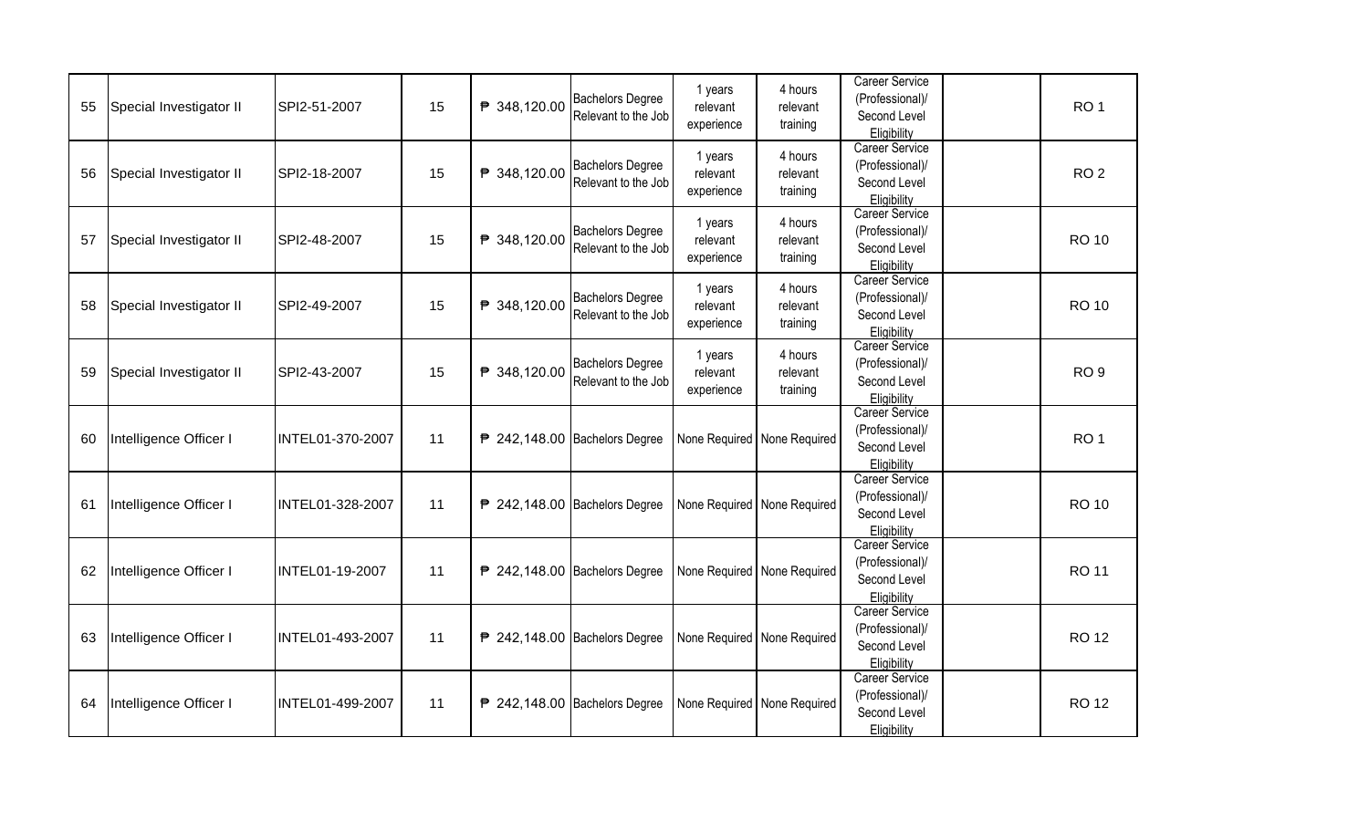| | | | | | | | | | | |
|---|---|---|---|---|---|---|---|---|---|---|
| 55 | Special Investigator II | SPI2-51-2007 | 15 | ₱ 348,120.00 | Bachelors Degree Relevant to the Job | 1 years relevant experience | 4 hours relevant training | Career Service (Professional)/ Second Level Eligibility | | RO 1 |
| 56 | Special Investigator II | SPI2-18-2007 | 15 | ₱ 348,120.00 | Bachelors Degree Relevant to the Job | 1 years relevant experience | 4 hours relevant training | Career Service (Professional)/ Second Level Eligibility | | RO 2 |
| 57 | Special Investigator II | SPI2-48-2007 | 15 | ₱ 348,120.00 | Bachelors Degree Relevant to the Job | 1 years relevant experience | 4 hours relevant training | Career Service (Professional)/ Second Level Eligibility | | RO 10 |
| 58 | Special Investigator II | SPI2-49-2007 | 15 | ₱ 348,120.00 | Bachelors Degree Relevant to the Job | 1 years relevant experience | 4 hours relevant training | Career Service (Professional)/ Second Level Eligibility | | RO 10 |
| 59 | Special Investigator II | SPI2-43-2007 | 15 | ₱ 348,120.00 | Bachelors Degree Relevant to the Job | 1 years relevant experience | 4 hours relevant training | Career Service (Professional)/ Second Level Eligibility | | RO 9 |
| 60 | Intelligence Officer I | INTEL01-370-2007 | 11 | ₱ 242,148.00 | Bachelors Degree | None Required | None Required | Career Service (Professional)/ Second Level Eligibility | | RO 1 |
| 61 | Intelligence Officer I | INTEL01-328-2007 | 11 | ₱ 242,148.00 | Bachelors Degree | None Required | None Required | Career Service (Professional)/ Second Level Eligibility | | RO 10 |
| 62 | Intelligence Officer I | INTEL01-19-2007 | 11 | ₱ 242,148.00 | Bachelors Degree | None Required | None Required | Career Service (Professional)/ Second Level Eligibility | | RO 11 |
| 63 | Intelligence Officer I | INTEL01-493-2007 | 11 | ₱ 242,148.00 | Bachelors Degree | None Required | None Required | Career Service (Professional)/ Second Level Eligibility | | RO 12 |
| 64 | Intelligence Officer I | INTEL01-499-2007 | 11 | ₱ 242,148.00 | Bachelors Degree | None Required | None Required | Career Service (Professional)/ Second Level Eligibility | | RO 12 |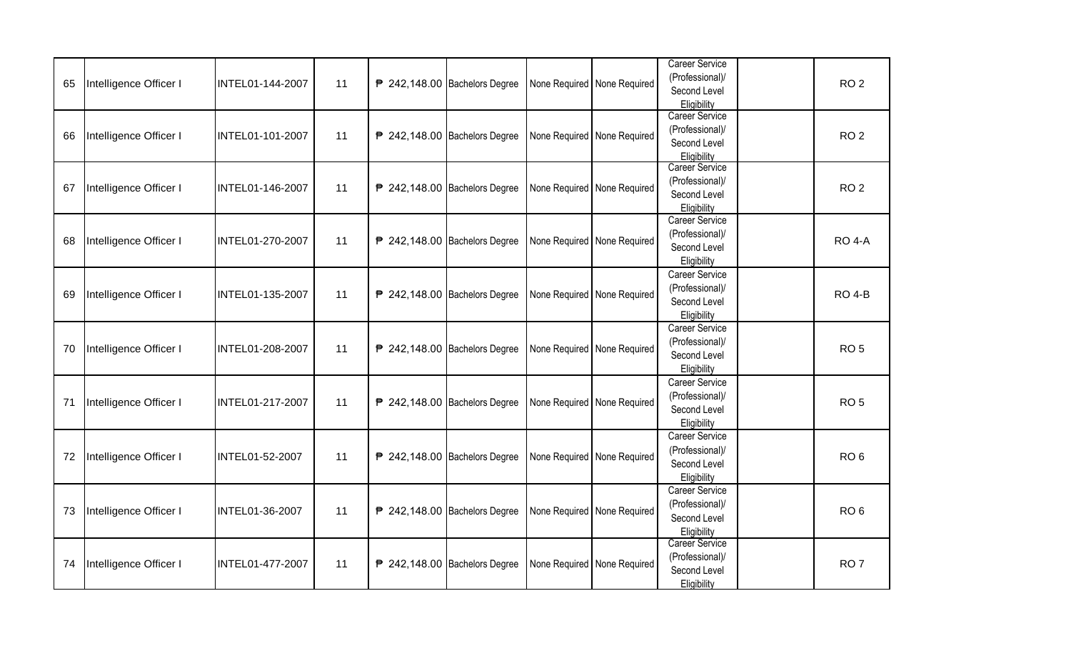| | | | | | | | | | | |
|---|---|---|---|---|---|---|---|---|---|---|
| 65 | Intelligence Officer I | INTEL01-144-2007 | 11 | ₱ 242,148.00 | Bachelors Degree | None Required | None Required | Career Service (Professional)/ Second Level Eligibility | | RO 2 |
| 66 | Intelligence Officer I | INTEL01-101-2007 | 11 | ₱ 242,148.00 | Bachelors Degree | None Required | None Required | Career Service (Professional)/ Second Level Eligibility | | RO 2 |
| 67 | Intelligence Officer I | INTEL01-146-2007 | 11 | ₱ 242,148.00 | Bachelors Degree | None Required | None Required | Career Service (Professional)/ Second Level Eligibility | | RO 2 |
| 68 | Intelligence Officer I | INTEL01-270-2007 | 11 | ₱ 242,148.00 | Bachelors Degree | None Required | None Required | Career Service (Professional)/ Second Level Eligibility | | RO 4-A |
| 69 | Intelligence Officer I | INTEL01-135-2007 | 11 | ₱ 242,148.00 | Bachelors Degree | None Required | None Required | Career Service (Professional)/ Second Level Eligibility | | RO 4-B |
| 70 | Intelligence Officer I | INTEL01-208-2007 | 11 | ₱ 242,148.00 | Bachelors Degree | None Required | None Required | Career Service (Professional)/ Second Level Eligibility | | RO 5 |
| 71 | Intelligence Officer I | INTEL01-217-2007 | 11 | ₱ 242,148.00 | Bachelors Degree | None Required | None Required | Career Service (Professional)/ Second Level Eligibility | | RO 5 |
| 72 | Intelligence Officer I | INTEL01-52-2007 | 11 | ₱ 242,148.00 | Bachelors Degree | None Required | None Required | Career Service (Professional)/ Second Level Eligibility | | RO 6 |
| 73 | Intelligence Officer I | INTEL01-36-2007 | 11 | ₱ 242,148.00 | Bachelors Degree | None Required | None Required | Career Service (Professional)/ Second Level Eligibility | | RO 6 |
| 74 | Intelligence Officer I | INTEL01-477-2007 | 11 | ₱ 242,148.00 | Bachelors Degree | None Required | None Required | Career Service (Professional)/ Second Level Eligibility | | RO 7 |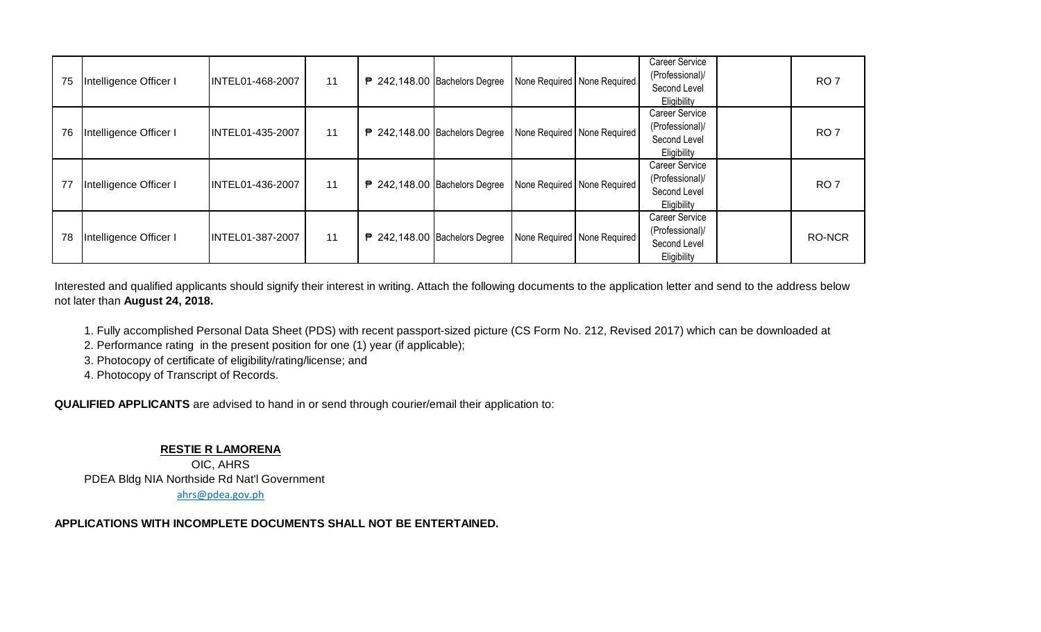| | | | | | | | | | | |
|---|---|---|---|---|---|---|---|---|---|---|
| 75 | Intelligence Officer I | INTEL01-468-2007 | 11 | ₱ 242,148.00 | Bachelors Degree | None Required | None Required | Career Service (Professional)/ Second Level Eligibility | | RO 7 |
| 76 | Intelligence Officer I | INTEL01-435-2007 | 11 | ₱ 242,148.00 | Bachelors Degree | None Required | None Required | Career Service (Professional)/ Second Level Eligibility | | RO 7 |
| 77 | Intelligence Officer I | INTEL01-436-2007 | 11 | ₱ 242,148.00 | Bachelors Degree | None Required | None Required | Career Service (Professional)/ Second Level Eligibility | | RO 7 |
| 78 | Intelligence Officer I | INTEL01-387-2007 | 11 | ₱ 242,148.00 | Bachelors Degree | None Required | None Required | Career Service (Professional)/ Second Level Eligibility | | RO-NCR |

Interested and qualified applicants should signify their interest in writing. Attach the following documents to the application letter and send to the address below not later than **August 24, 2018.**

1. Fully accomplished Personal Data Sheet (PDS) with recent passport-sized picture (CS Form No. 212, Revised 2017) which can be downloaded at
2. Performance rating in the present position for one (1) year (if applicable);
3. Photocopy of certificate of eligibility/rating/license; and
4. Photocopy of Transcript of Records.

**QUALIFIED APPLICANTS** are advised to hand in or send through courier/email their application to:

**RESTIE R LAMORENA**
OIC, AHRS
PDEA Bldg NIA Northside Rd Nat'l Government
ahrs@pdea.gov.ph

**APPLICATIONS WITH INCOMPLETE DOCUMENTS SHALL NOT BE ENTERTAINED.**